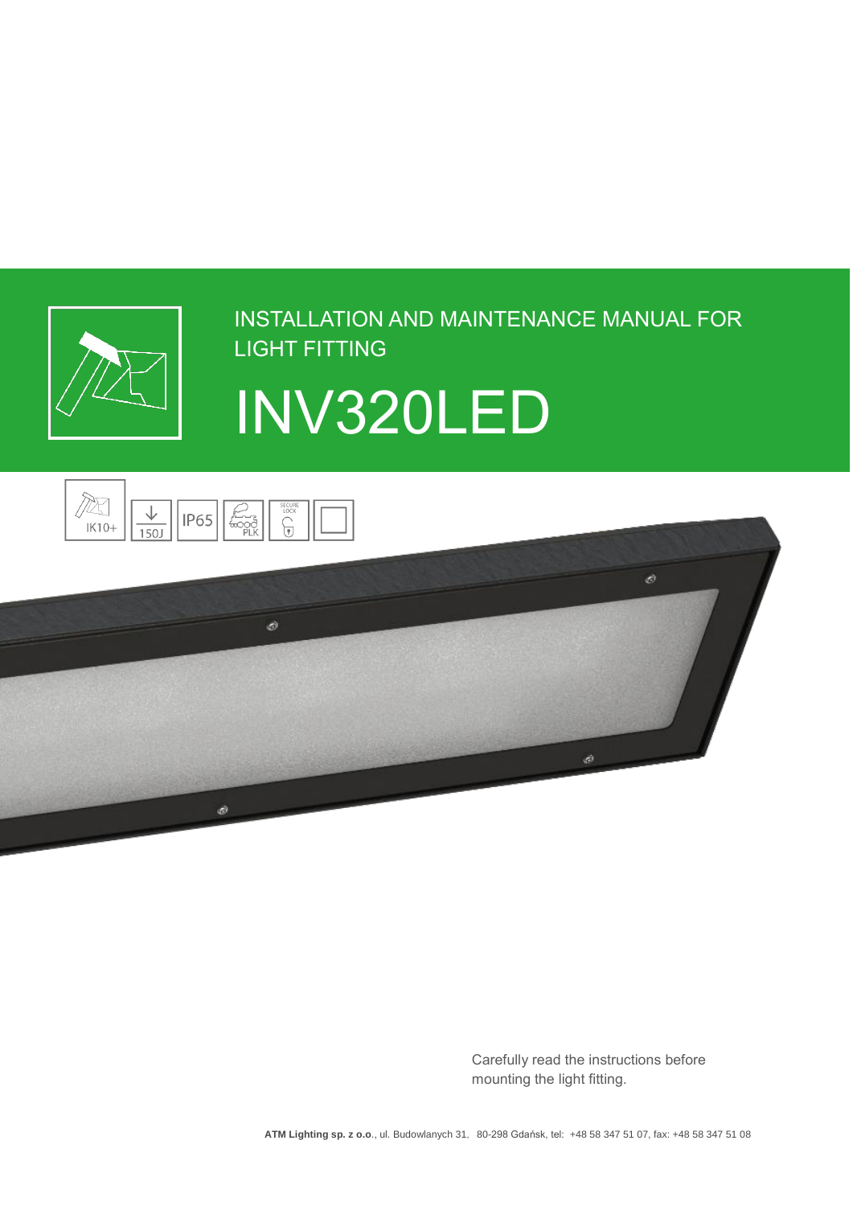INSTALLATION AND MAINTENANCE MANUAL FOR LIGHT FITTING

# INV320LED

IK10+ | 150J | IP65 | PLK | SECURE LOCK

Carefully read the instructions before mounting the light fitting.

**ATM Lighting sp. z o.o.**, ul. Budowlanych 31, 80-298 Gdańsk, tel: +48 58 347 51 07, fax: +48 58 347 51 08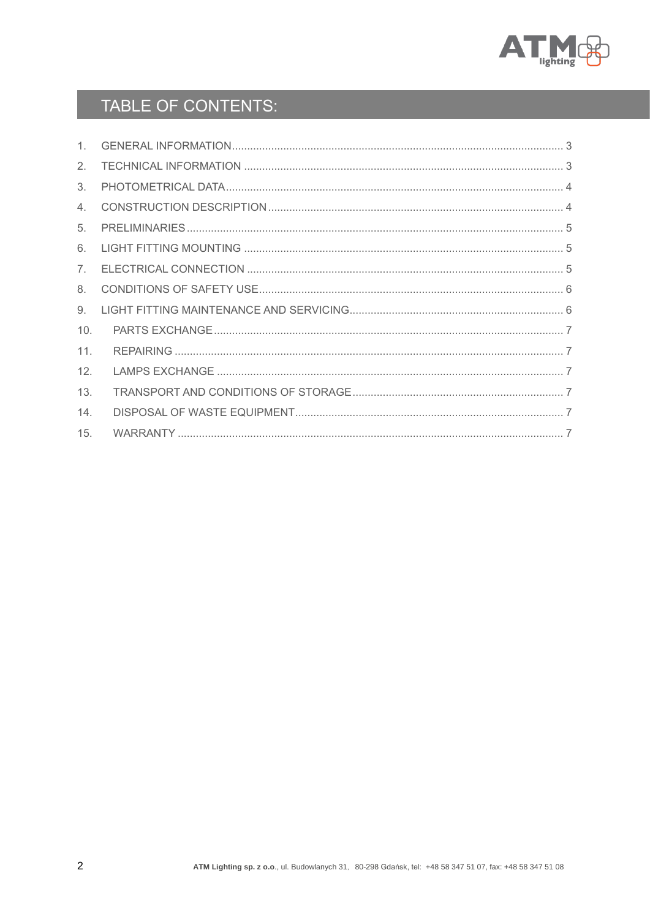# TABLE OF CONTENTS:

1. GENERAL INFORMATION ........ 3
2. TECHNICAL INFORMATION ........ 3
3. PHOTOMETRICAL DATA ........ 4
4. CONSTRUCTION DESCRIPTION ........ 4
5. PRELIMINARIES ........ 5
6. LIGHT FITTING MOUNTING ........ 5
7. ELECTRICAL CONNECTION ........ 5
8. CONDITIONS OF SAFETY USE ........ 6
9. LIGHT FITTING MAINTENANCE AND SERVICING ........ 6
10. PARTS EXCHANGE ........ 7
11. REPAIRING ........ 7
12. LAMPS EXCHANGE ........ 7
13. TRANSPORT AND CONDITIONS OF STORAGE ........ 7
14. DISPOSAL OF WASTE EQUIPMENT ........ 7
15. WARRANTY ........ 7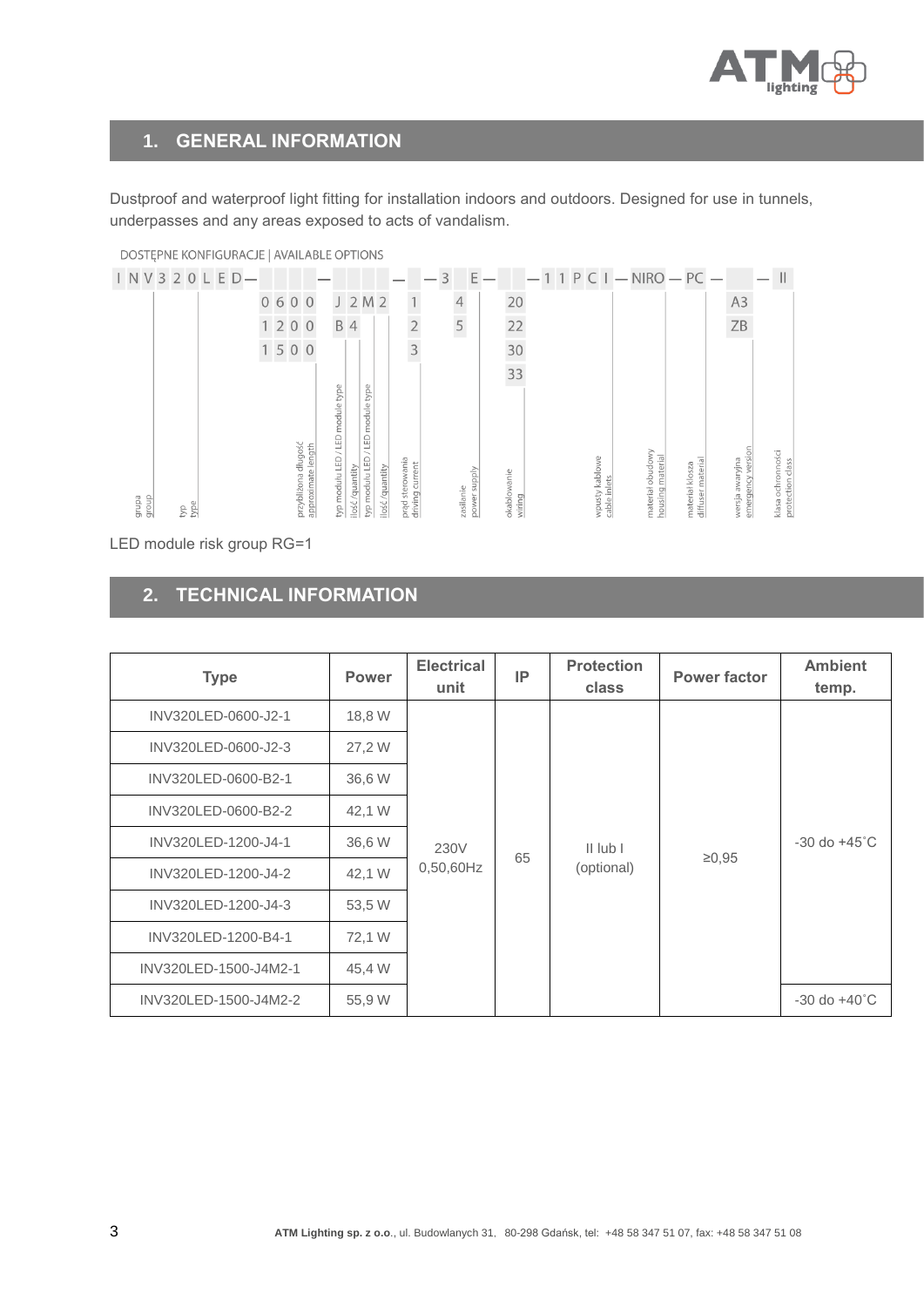## 1. GENERAL INFORMATION

Dustproof and waterproof light fitting for installation indoors and outdoors. Designed for use in tunnels, underpasses and any areas exposed to acts of vandalism.

DOSTĘPNE KONFIGURACJE | AVAILABLE OPTIONS

| INV | 320LED | – | – | – | – 3 | E – | – | 11PCI – | NIRO – | PC – | – | II |
|---|---|---|---|---|---|---|---|---|---|---|---|---|
| | | 0600 | J 2M2 | 1 | 4 | 20 | | | | | A3 | |
| | | 1200 | B 4 | 2 | 5 | 22 | | | | | ZB | |
| | | 1500 | | 3 | | 30 | | | | | | |
| | | | | | | 33 | | | | | | |
| grupa / group | typ / type | przybliżona długość / approximate length | typ modułu LED / LED module type; ilość / quantity; typ modułu LED / LED module type; ilość / quantity | prąd sterowania / driving current | zasilanie / power supply | okablowanie / wiring | wpusty kablowe / cable inlets | materiał obudowy / housing material | materiał klosza / diffuser material | wersja awaryjna / emergency version | | klasa ochronności / protection class |

LED module risk group RG=1

## 2. TECHNICAL INFORMATION

| Type | Power | Electrical unit | IP | Protection class | Power factor | Ambient temp. |
|---|---|---|---|---|---|---|
| INV320LED-0600-J2-1 | 18,8 W | 230V 0,50,60Hz | 65 | II lub I (optional) | ≥0,95 | -30 do +45˚C |
| INV320LED-0600-J2-3 | 27,2 W | | | | | |
| INV320LED-0600-B2-1 | 36,6 W | | | | | |
| INV320LED-0600-B2-2 | 42,1 W | | | | | |
| INV320LED-1200-J4-1 | 36,6 W | | | | | |
| INV320LED-1200-J4-2 | 42,1 W | | | | | |
| INV320LED-1200-J4-3 | 53,5 W | | | | | |
| INV320LED-1200-B4-1 | 72,1 W | | | | | |
| INV320LED-1500-J4M2-1 | 45,4 W | | | | | |
| INV320LED-1500-J4M2-2 | 55,9 W | | | | | -30 do +40˚C |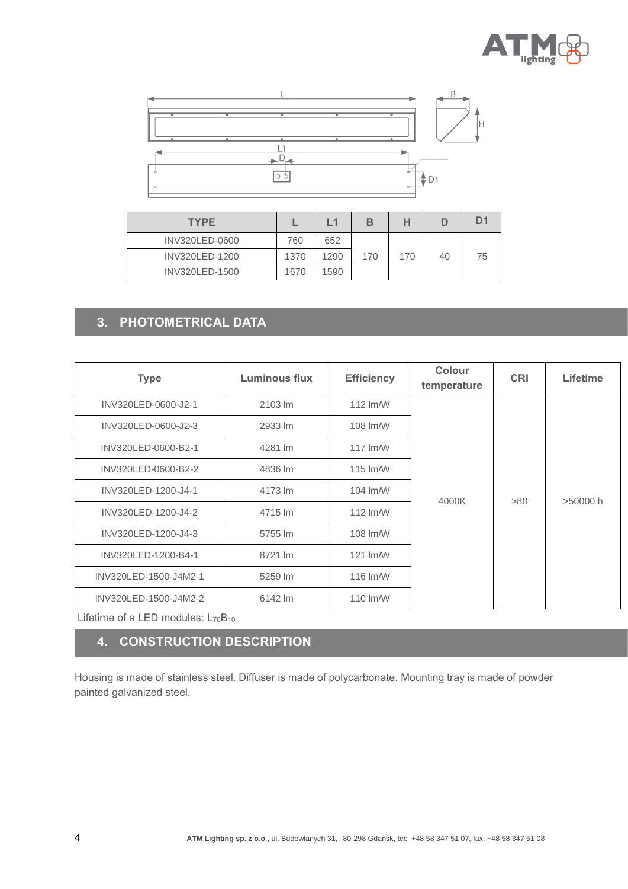| TYPE | L | L1 | B | H | D | D1 |
|---|---|---|---|---|---|---|
| INV320LED-0600 | 760 | 652 | 170 | 170 | 40 | 75 |
| INV320LED-1200 | 1370 | 1290 | | | | |
| INV320LED-1500 | 1670 | 1590 | | | | |

## 3. PHOTOMETRICAL DATA

| Type | Luminous flux | Efficiency | Colour temperature | CRI | Lifetime |
|---|---|---|---|---|---|
| INV320LED-0600-J2-1 | 2103 lm | 112 lm/W | 4000K | >80 | >50000 h |
| INV320LED-0600-J2-3 | 2933 lm | 108 lm/W | | | |
| INV320LED-0600-B2-1 | 4281 lm | 117 lm/W | | | |
| INV320LED-0600-B2-2 | 4836 lm | 115 lm/W | | | |
| INV320LED-1200-J4-1 | 4173 lm | 104 lm/W | | | |
| INV320LED-1200-J4-2 | 4715 lm | 112 lm/W | | | |
| INV320LED-1200-J4-3 | 5755 lm | 108 lm/W | | | |
| INV320LED-1200-B4-1 | 8721 lm | 121 lm/W | | | |
| INV320LED-1500-J4M2-1 | 5259 lm | 116 lm/W | | | |
| INV320LED-1500-J4M2-2 | 6142 lm | 110 lm/W | | | |

Lifetime of a LED modules: $L_{70}B_{10}$

## 4. CONSTRUCTION DESCRIPTION

Housing is made of stainless steel. Diffuser is made of polycarbonate. Mounting tray is made of powder painted galvanized steel.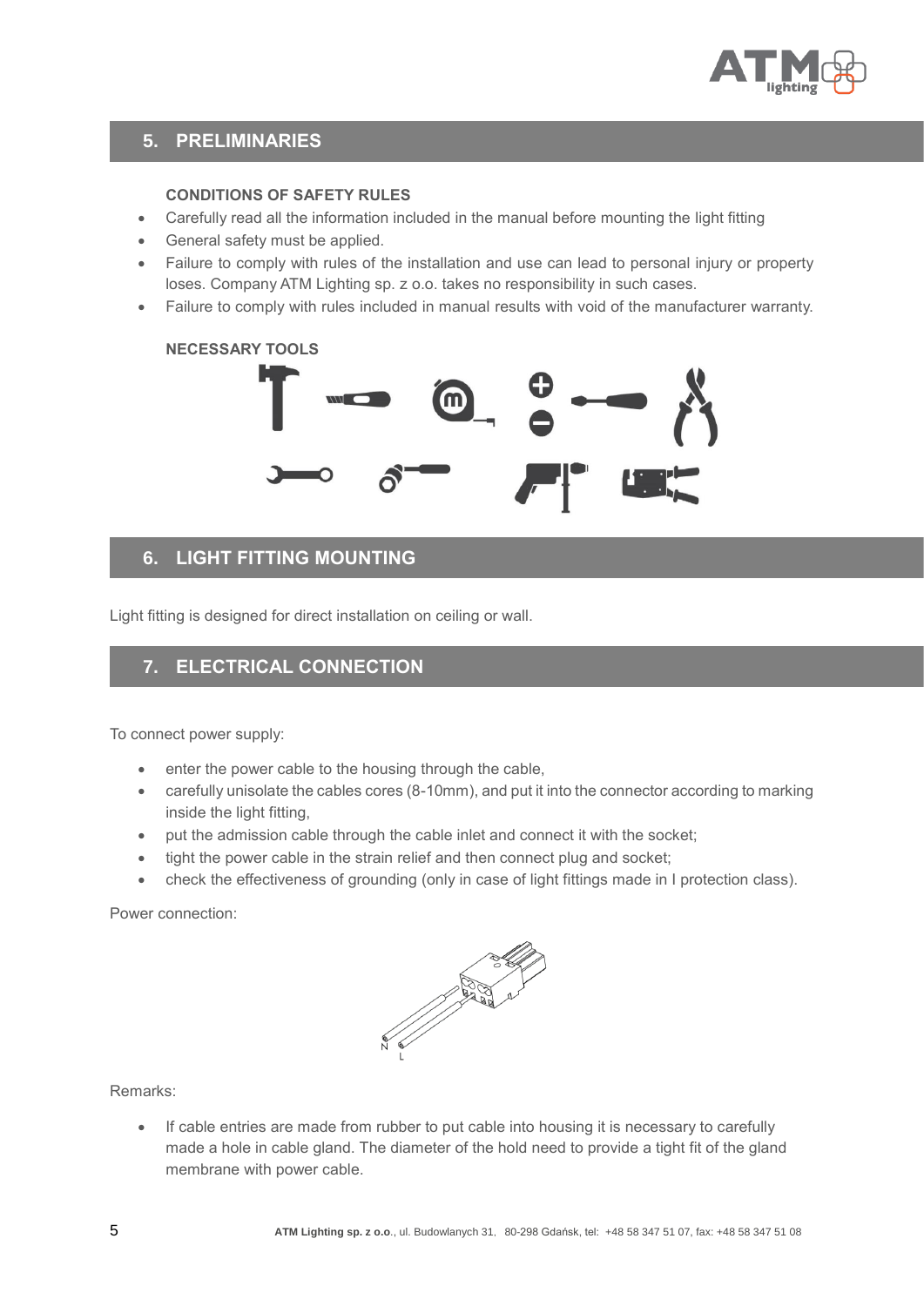## 5. PRELIMINARIES

**CONDITIONS OF SAFETY RULES**

- Carefully read all the information included in the manual before mounting the light fitting
- General safety must be applied.
- Failure to comply with rules of the installation and use can lead to personal injury or property loses. Company ATM Lighting sp. z o.o. takes no responsibility in such cases.
- Failure to comply with rules included in manual results with void of the manufacturer warranty.

**NECESSARY TOOLS**

## 6. LIGHT FITTING MOUNTING

Light fitting is designed for direct installation on ceiling or wall.

## 7. ELECTRICAL CONNECTION

To connect power supply:

- enter the power cable to the housing through the cable,
- carefully unisolate the cables cores (8-10mm), and put it into the connector according to marking inside the light fitting,
- put the admission cable through the cable inlet and connect it with the socket;
- tight the power cable in the strain relief and then connect plug and socket;
- check the effectiveness of grounding (only in case of light fittings made in I protection class).

Power connection:

Remarks:

- If cable entries are made from rubber to put cable into housing it is necessary to carefully made a hole in cable gland. The diameter of the hold need to provide a tight fit of the gland membrane with power cable.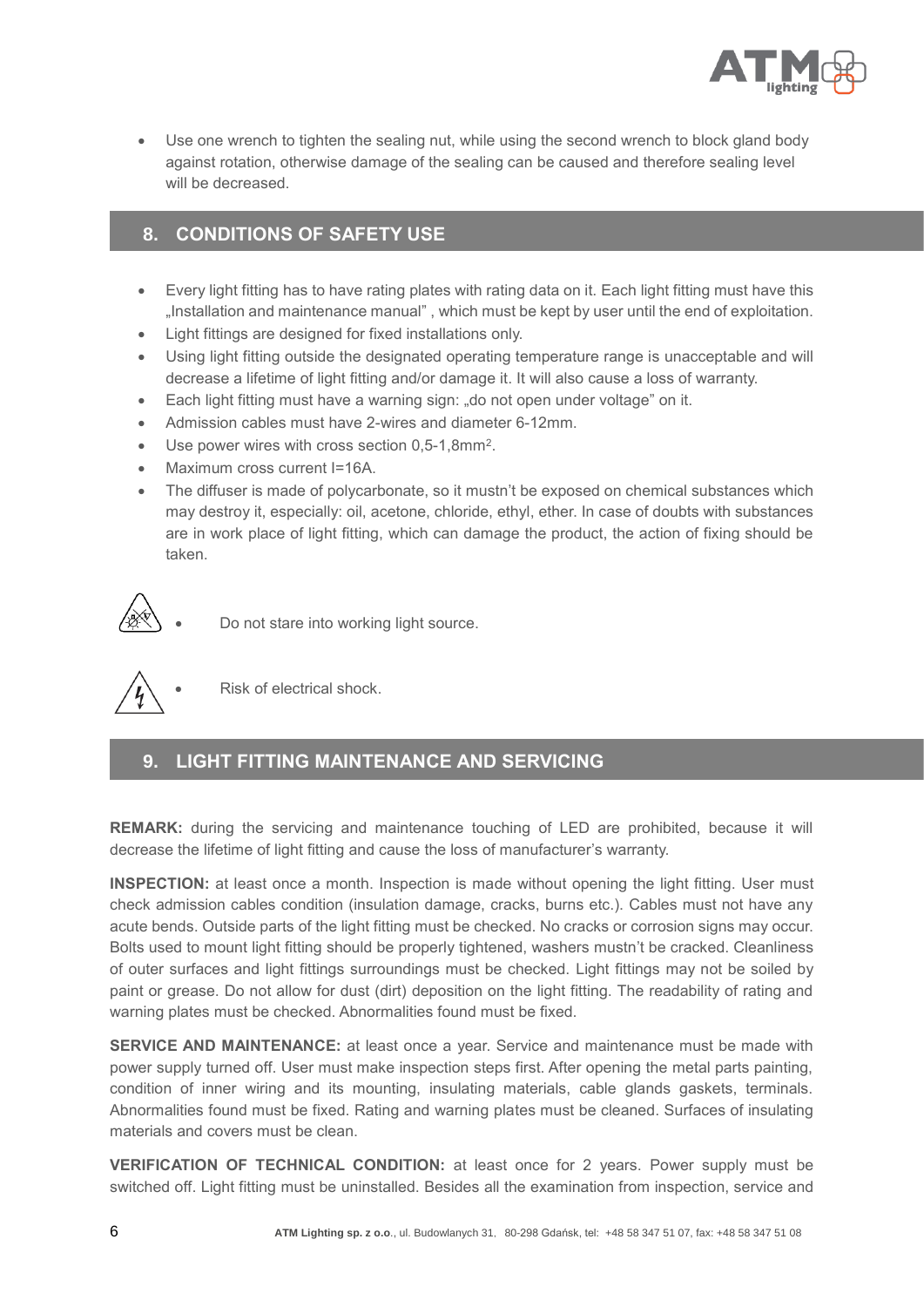- Use one wrench to tighten the sealing nut, while using the second wrench to block gland body against rotation, otherwise damage of the sealing can be caused and therefore sealing level will be decreased.

## 8. CONDITIONS OF SAFETY USE

- Every light fitting has to have rating plates with rating data on it. Each light fitting must have this „Installation and maintenance manual" , which must be kept by user until the end of exploitation.
- Light fittings are designed for fixed installations only.
- Using light fitting outside the designated operating temperature range is unacceptable and will decrease a lifetime of light fitting and/or damage it. It will also cause a loss of warranty.
- Each light fitting must have a warning sign: „do not open under voltage" on it.
- Admission cables must have 2-wires and diameter 6-12mm.
- Use power wires with cross section 0,5-1,8mm$^2$.
- Maximum cross current I=16A.
- The diffuser is made of polycarbonate, so it mustn't be exposed on chemical substances which may destroy it, especially: oil, acetone, chloride, ethyl, ether. In case of doubts with substances are in work place of light fitting, which can damage the product, the action of fixing should be taken.

- Do not stare into working light source.

- Risk of electrical shock.

## 9. LIGHT FITTING MAINTENANCE AND SERVICING

**REMARK:** during the servicing and maintenance touching of LED are prohibited, because it will decrease the lifetime of light fitting and cause the loss of manufacturer's warranty.

**INSPECTION:** at least once a month. Inspection is made without opening the light fitting. User must check admission cables condition (insulation damage, cracks, burns etc.). Cables must not have any acute bends. Outside parts of the light fitting must be checked. No cracks or corrosion signs may occur. Bolts used to mount light fitting should be properly tightened, washers mustn't be cracked. Cleanliness of outer surfaces and light fittings surroundings must be checked. Light fittings may not be soiled by paint or grease. Do not allow for dust (dirt) deposition on the light fitting. The readability of rating and warning plates must be checked. Abnormalities found must be fixed.

**SERVICE AND MAINTENANCE:** at least once a year. Service and maintenance must be made with power supply turned off. User must make inspection steps first. After opening the metal parts painting, condition of inner wiring and its mounting, insulating materials, cable glands gaskets, terminals. Abnormalities found must be fixed. Rating and warning plates must be cleaned. Surfaces of insulating materials and covers must be clean.

**VERIFICATION OF TECHNICAL CONDITION:** at least once for 2 years. Power supply must be switched off. Light fitting must be uninstalled. Besides all the examination from inspection, service and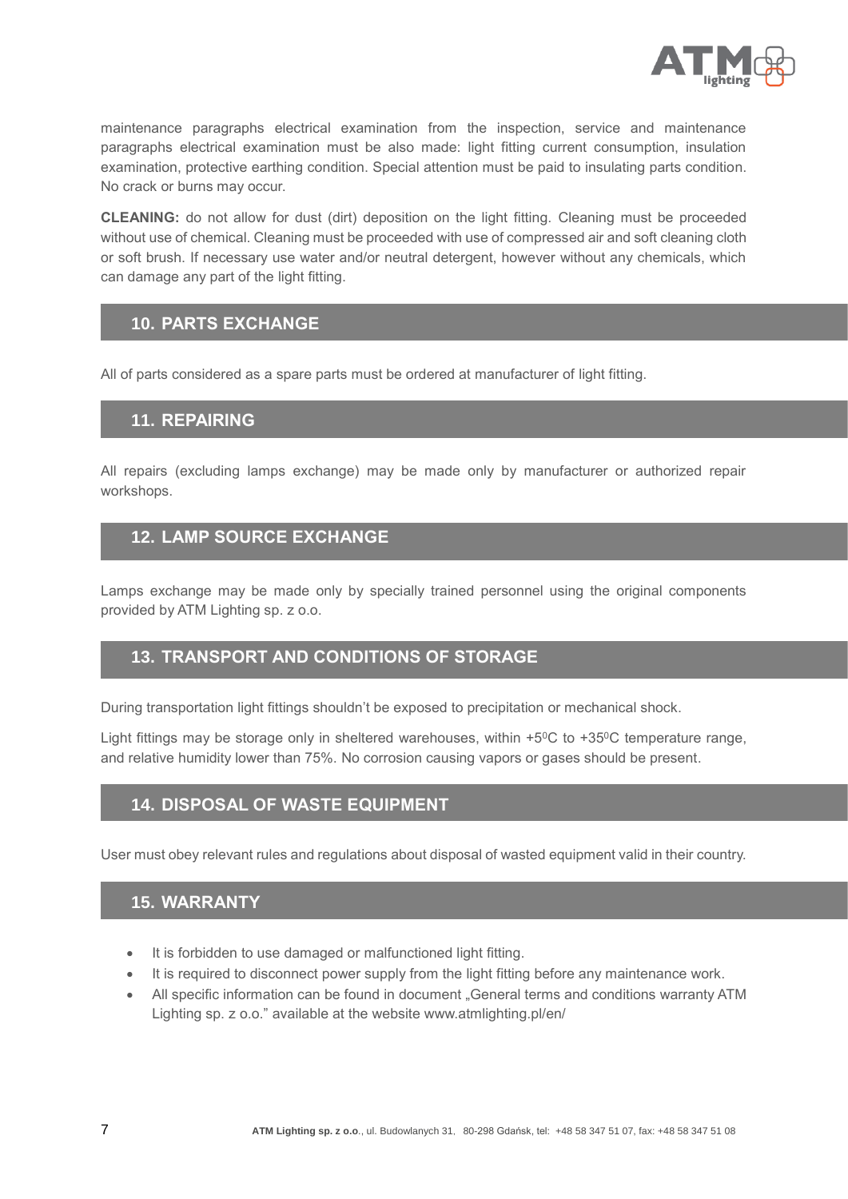maintenance paragraphs electrical examination from the inspection, service and maintenance paragraphs electrical examination must be also made: light fitting current consumption, insulation examination, protective earthing condition. Special attention must be paid to insulating parts condition. No crack or burns may occur.

**CLEANING:** do not allow for dust (dirt) deposition on the light fitting. Cleaning must be proceeded without use of chemical. Cleaning must be proceeded with use of compressed air and soft cleaning cloth or soft brush. If necessary use water and/or neutral detergent, however without any chemicals, which can damage any part of the light fitting.

## 10. PARTS EXCHANGE

All of parts considered as a spare parts must be ordered at manufacturer of light fitting.

## 11. REPAIRING

All repairs (excluding lamps exchange) may be made only by manufacturer or authorized repair workshops.

## 12. LAMP SOURCE EXCHANGE

Lamps exchange may be made only by specially trained personnel using the original components provided by ATM Lighting sp. z o.o.

## 13. TRANSPORT AND CONDITIONS OF STORAGE

During transportation light fittings shouldn't be exposed to precipitation or mechanical shock.

Light fittings may be storage only in sheltered warehouses, within +5$^{0}$C to +35$^{0}$C temperature range, and relative humidity lower than 75%. No corrosion causing vapors or gases should be present.

## 14. DISPOSAL OF WASTE EQUIPMENT

User must obey relevant rules and regulations about disposal of wasted equipment valid in their country.

## 15. WARRANTY

- It is forbidden to use damaged or malfunctioned light fitting.
- It is required to disconnect power supply from the light fitting before any maintenance work.
- All specific information can be found in document „General terms and conditions warranty ATM Lighting sp. z o.o." available at the website www.atmlighting.pl/en/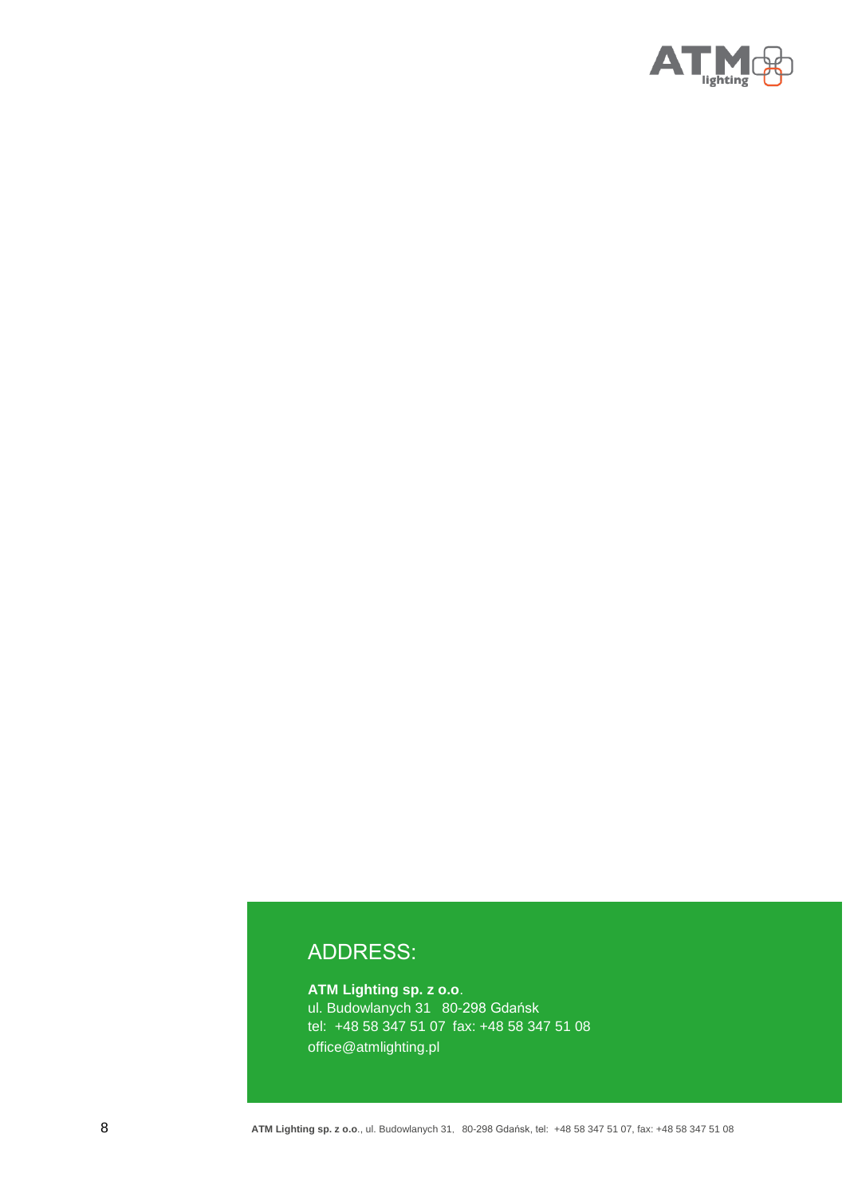## ADDRESS:

**ATM Lighting sp. z o.o**.
ul. Budowlanych 31 80-298 Gdańsk
tel: +48 58 347 51 07 fax: +48 58 347 51 08
office@atmlighting.pl